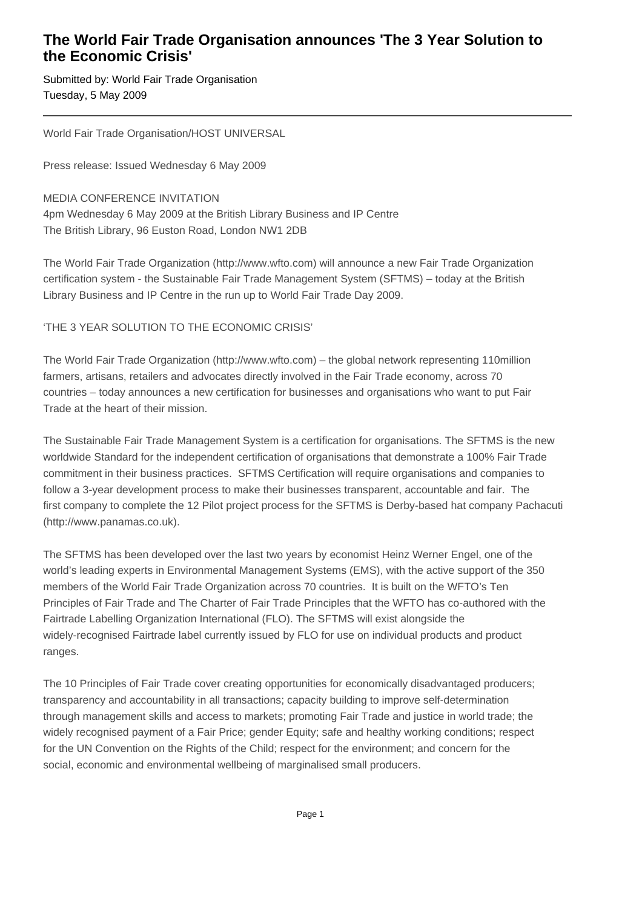# The World Fair Trade Organisation announces 'The 3 Year Solution to the Economic Crisis'

Submitted by: World Fair Trade Organisation
Tuesday, 5 May 2009

---

World Fair Trade Organisation/HOST UNIVERSAL

Press release: Issued Wednesday 6 May 2009

MEDIA CONFERENCE INVITATION
4pm Wednesday 6 May 2009 at the British Library Business and IP Centre
The British Library, 96 Euston Road, London NW1 2DB

The World Fair Trade Organization (http://www.wfto.com) will announce a new Fair Trade Organization certification system - the Sustainable Fair Trade Management System (SFTMS) – today at the British Library Business and IP Centre in the run up to World Fair Trade Day 2009.

'THE 3 YEAR SOLUTION TO THE ECONOMIC CRISIS'

The World Fair Trade Organization (http://www.wfto.com) – the global network representing 110million farmers, artisans, retailers and advocates directly involved in the Fair Trade economy, across 70 countries – today announces a new certification for businesses and organisations who want to put Fair Trade at the heart of their mission.

The Sustainable Fair Trade Management System is a certification for organisations. The SFTMS is the new worldwide Standard for the independent certification of organisations that demonstrate a 100% Fair Trade commitment in their business practices. SFTMS Certification will require organisations and companies to follow a 3-year development process to make their businesses transparent, accountable and fair. The first company to complete the 12 Pilot project process for the SFTMS is Derby-based hat company Pachacuti (http://www.panamas.co.uk).

The SFTMS has been developed over the last two years by economist Heinz Werner Engel, one of the world's leading experts in Environmental Management Systems (EMS), with the active support of the 350 members of the World Fair Trade Organization across 70 countries. It is built on the WFTO's Ten Principles of Fair Trade and The Charter of Fair Trade Principles that the WFTO has co-authored with the Fairtrade Labelling Organization International (FLO). The SFTMS will exist alongside the widely-recognised Fairtrade label currently issued by FLO for use on individual products and product ranges.

The 10 Principles of Fair Trade cover creating opportunities for economically disadvantaged producers; transparency and accountability in all transactions; capacity building to improve self-determination through management skills and access to markets; promoting Fair Trade and justice in world trade; the widely recognised payment of a Fair Price; gender Equity; safe and healthy working conditions; respect for the UN Convention on the Rights of the Child; respect for the environment; and concern for the social, economic and environmental wellbeing of marginalised small producers.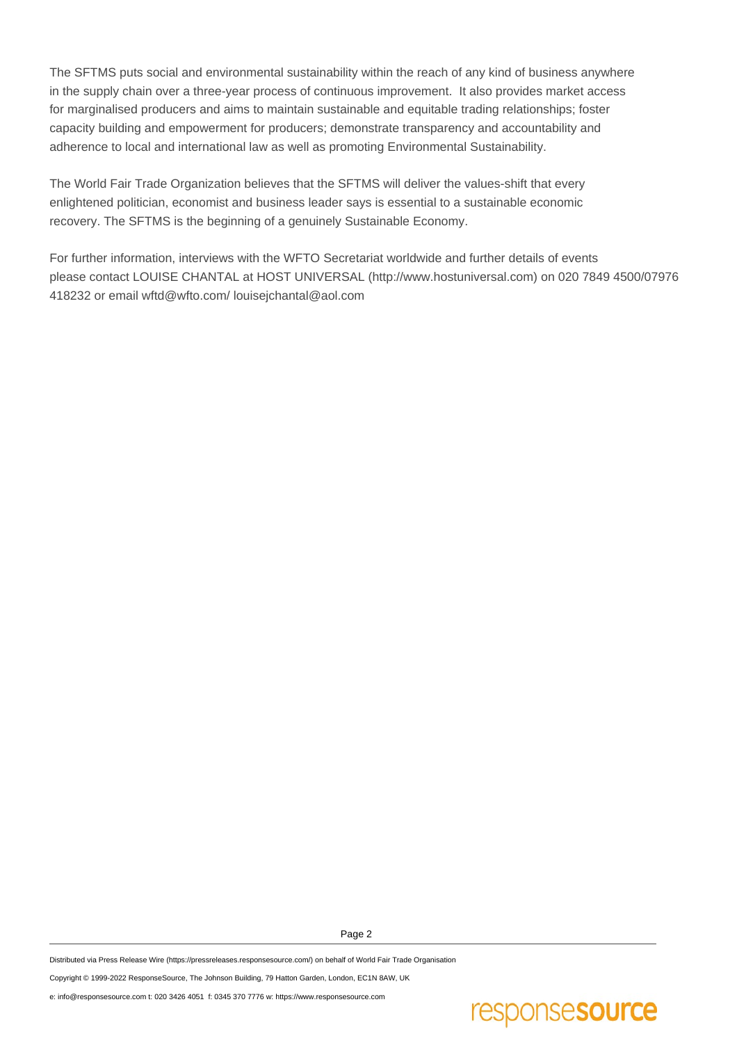The SFTMS puts social and environmental sustainability within the reach of any kind of business anywhere in the supply chain over a three-year process of continuous improvement.  It also provides market access for marginalised producers and aims to maintain sustainable and equitable trading relationships; foster capacity building and empowerment for producers; demonstrate transparency and accountability and adherence to local and international law as well as promoting Environmental Sustainability.

The World Fair Trade Organization believes that the SFTMS will deliver the values-shift that every enlightened politician, economist and business leader says is essential to a sustainable economic recovery. The SFTMS is the beginning of a genuinely Sustainable Economy.

For further information, interviews with the WFTO Secretariat worldwide and further details of events please contact LOUISE CHANTAL at HOST UNIVERSAL (http://www.hostuniversal.com) on 020 7849 4500/07976 418232 or email wftd@wfto.com/ louisejchantal@aol.com